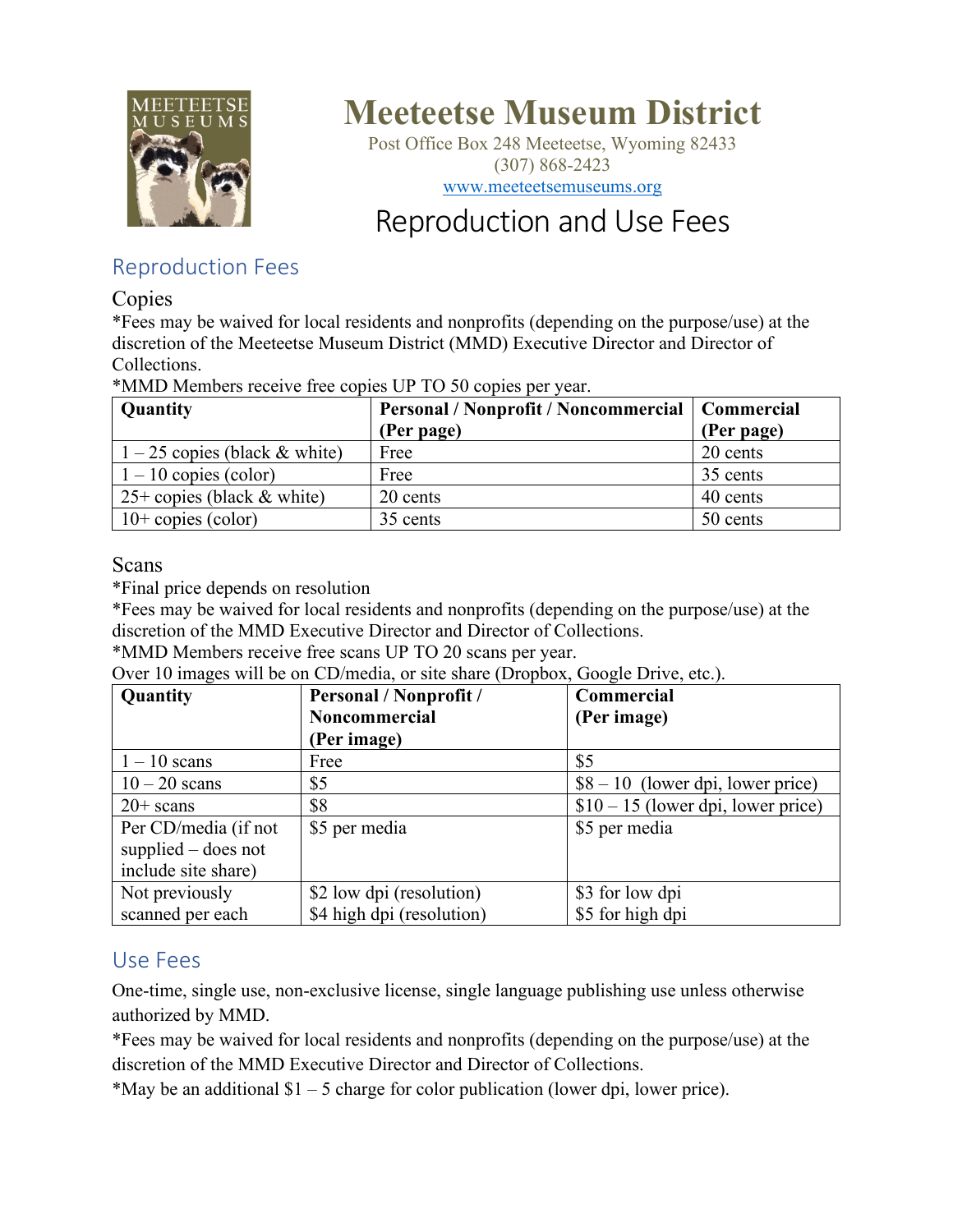# Meeteetse Museum District

Post Office Box 248 Meeteetse, Wyoming 82433
(307) 868-2423
www.meeteetsemuseums.org

# Reproduction and Use Fees

## Reproduction Fees

### Copies

*Fees may be waived for local residents and nonprofits (depending on the purpose/use) at the discretion of the Meeteetse Museum District (MMD) Executive Director and Director of Collections.
*MMD Members receive free copies UP TO 50 copies per year.

| Quantity | Personal / Nonprofit / Noncommercial (Per page) | Commercial (Per page) |
|---|---|---|
| 1 – 25 copies (black & white) | Free | 20 cents |
| 1 – 10 copies (color) | Free | 35 cents |
| 25+ copies (black & white) | 20 cents | 40 cents |
| 10+ copies (color) | 35 cents | 50 cents |

### Scans

*Final price depends on resolution
*Fees may be waived for local residents and nonprofits (depending on the purpose/use) at the discretion of the MMD Executive Director and Director of Collections.
*MMD Members receive free scans UP TO 20 scans per year.
Over 10 images will be on CD/media, or site share (Dropbox, Google Drive, etc.).

| Quantity | Personal / Nonprofit / Noncommercial (Per image) | Commercial (Per image) |
|---|---|---|
| 1 – 10 scans | Free | $5 |
| 10 – 20 scans | $5 | $8 – 10 (lower dpi, lower price) |
| 20+ scans | $8 | $10 – 15 (lower dpi, lower price) |
| Per CD/media (if not supplied – does not include site share) | $5 per media | $5 per media |
| Not previously scanned per each | $2 low dpi (resolution)<br>$4 high dpi (resolution) | $3 for low dpi<br>$5 for high dpi |

## Use Fees

One-time, single use, non-exclusive license, single language publishing use unless otherwise authorized by MMD.
*Fees may be waived for local residents and nonprofits (depending on the purpose/use) at the discretion of the MMD Executive Director and Director of Collections.
*May be an additional $1 – 5 charge for color publication (lower dpi, lower price).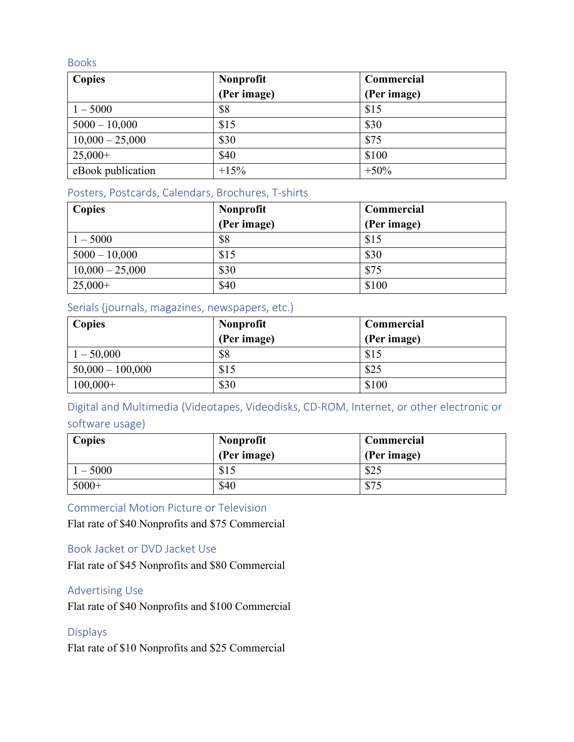## Books

| Copies | Nonprofit (Per image) | Commercial (Per image) |
|---|---|---|
| 1 – 5000 | $8 | $15 |
| 5000 – 10,000 | $15 | $30 |
| 10,000 – 25,000 | $30 | $75 |
| 25,000+ | $40 | $100 |
| eBook publication | +15% | +50% |

## Posters, Postcards, Calendars, Brochures, T-shirts

| Copies | Nonprofit (Per image) | Commercial (Per image) |
|---|---|---|
| 1 – 5000 | $8 | $15 |
| 5000 – 10,000 | $15 | $30 |
| 10,000 – 25,000 | $30 | $75 |
| 25,000+ | $40 | $100 |

## Serials (journals, magazines, newspapers, etc.)

| Copies | Nonprofit (Per image) | Commercial (Per image) |
|---|---|---|
| 1 – 50,000 | $8 | $15 |
| 50,000 – 100,000 | $15 | $25 |
| 100,000+ | $30 | $100 |

## Digital and Multimedia (Videotapes, Videodisks, CD-ROM, Internet, or other electronic or software usage)

| Copies | Nonprofit (Per image) | Commercial (Per image) |
|---|---|---|
| 1 – 5000 | $15 | $25 |
| 5000+ | $40 | $75 |

## Commercial Motion Picture or Television

Flat rate of $40 Nonprofits and $75 Commercial

## Book Jacket or DVD Jacket Use

Flat rate of $45 Nonprofits and $80 Commercial

## Advertising Use

Flat rate of $40 Nonprofits and $100 Commercial

## Displays

Flat rate of $10 Nonprofits and $25 Commercial